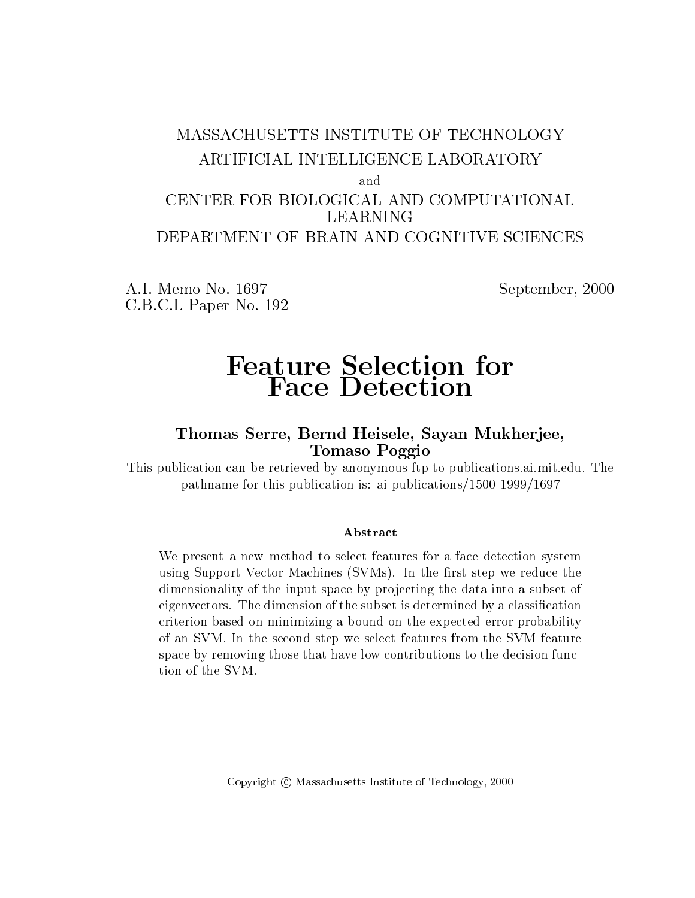MASSACHUSETTS INSTITUTE OF TECHNOLOGY

ARTIFICIAL INTELLIGENCE LABORATORY

and

CENTER FOR BIOLOGICAL AND COMPUTATIONAL LEARNING

DEPARTMENT OF BRAIN AND COGNITIVE SCIENCES

A.I. Memo No. 1697 | September, 2000

C.B.C.L Paper No. 192

# Feature Selection for Face Detection

**Thomas Serre, Bernd Heisele, Sayan Mukherjee, Tomaso Poggio**

This publication can be retrieved by anonymous ftp to publications.ai.mit.edu. The pathname for this publication is: ai-publications/1500-1999/1697

**Abstract**

We present a new method to select features for a face detection system using Support Vector Machines (SVMs). In the first step we reduce the dimensionality of the input space by projecting the data into a subset of eigenvectors. The dimension of the subset is determined by a classification criterion based on minimizing a bound on the expected error probability of an SVM. In the second step we select features from the SVM feature space by removing those that have low contributions to the decision function of the SVM.

Copyright © Massachusetts Institute of Technology, 2000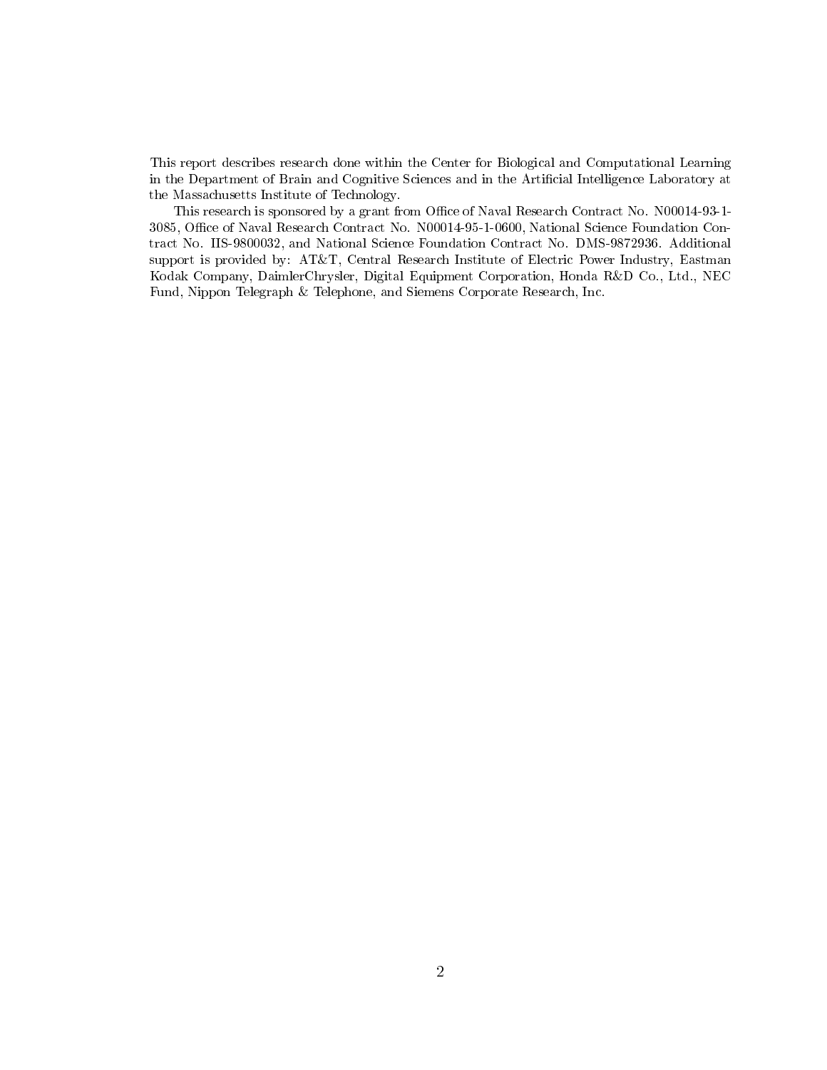This report describes research done within the Center for Biological and Computational Learning in the Department of Brain and Cognitive Sciences and in the Artificial Intelligence Laboratory at the Massachusetts Institute of Technology.

This research is sponsored by a grant from Office of Naval Research Contract No. N00014-93-1-3085, Office of Naval Research Contract No. N00014-95-1-0600, National Science Foundation Contract No. IIS-9800032, and National Science Foundation Contract No. DMS-9872936. Additional support is provided by: AT&T, Central Research Institute of Electric Power Industry, Eastman Kodak Company, DaimlerChrysler, Digital Equipment Corporation, Honda R&D Co., Ltd., NEC Fund, Nippon Telegraph & Telephone, and Siemens Corporate Research, Inc.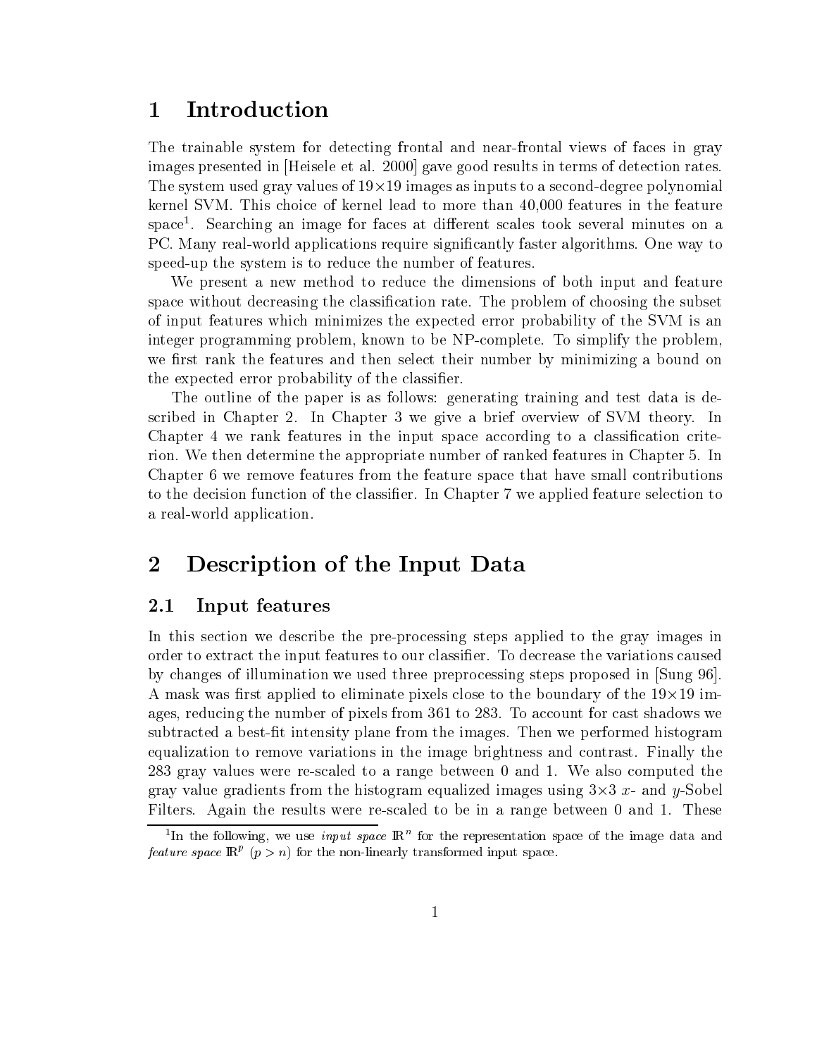# 1 Introduction

The trainable system for detecting frontal and near-frontal views of faces in gray images presented in [Heisele et al. 2000] gave good results in terms of detection rates. The system used gray values of $19 \times 19$ images as inputs to a second-degree polynomial kernel SVM. This choice of kernel lead to more than 40,000 features in the feature space[1]. Searching an image for faces at different scales took several minutes on a PC. Many real-world applications require significantly faster algorithms. One way to speed-up the system is to reduce the number of features.

We present a new method to reduce the dimensions of both input and feature space without decreasing the classification rate. The problem of choosing the subset of input features which minimizes the expected error probability of the SVM is an integer programming problem, known to be NP-complete. To simplify the problem, we first rank the features and then select their number by minimizing a bound on the expected error probability of the classifier.

The outline of the paper is as follows: generating training and test data is described in Chapter 2. In Chapter 3 we give a brief overview of SVM theory. In Chapter 4 we rank features in the input space according to a classification criterion. We then determine the appropriate number of ranked features in Chapter 5. In Chapter 6 we remove features from the feature space that have small contributions to the decision function of the classifier. In Chapter 7 we applied feature selection to a real-world application.

# 2 Description of the Input Data

## 2.1 Input features

In this section we describe the pre-processing steps applied to the gray images in order to extract the input features to our classifier. To decrease the variations caused by changes of illumination we used three preprocessing steps proposed in [Sung 96]. A mask was first applied to eliminate pixels close to the boundary of the $19 \times 19$ images, reducing the number of pixels from 361 to 283. To account for cast shadows we subtracted a best-fit intensity plane from the images. Then we performed histogram equalization to remove variations in the image brightness and contrast. Finally the 283 gray values were re-scaled to a range between 0 and 1. We also computed the gray value gradients from the histogram equalized images using $3 \times 3$ $x$- and $y$-Sobel Filters. Again the results were re-scaled to be in a range between 0 and 1. These

[1] In the following, we use *input space* $\mathbb{R}^n$ for the representation space of the image data and *feature space* $\mathbb{R}^p$ $(p > n)$ for the non-linearly transformed input space.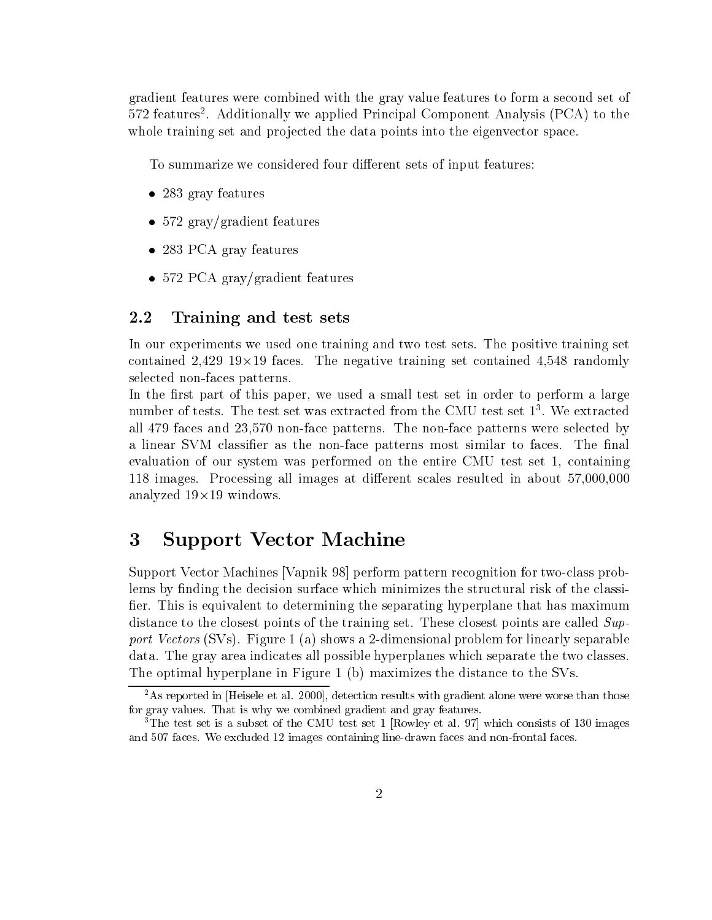gradient features were combined with the gray value features to form a second set of 572 features[2]. Additionally we applied Principal Component Analysis (PCA) to the whole training set and projected the data points into the eigenvector space.

To summarize we considered four different sets of input features:

- 283 gray features
- 572 gray/gradient features
- 283 PCA gray features
- 572 PCA gray/gradient features

## 2.2 Training and test sets

In our experiments we used one training and two test sets. The positive training set contained 2,429 19×19 faces. The negative training set contained 4,548 randomly selected non-faces patterns.

In the first part of this paper, we used a small test set in order to perform a large number of tests. The test set was extracted from the CMU test set 1[3]. We extracted all 479 faces and 23,570 non-face patterns. The non-face patterns were selected by a linear SVM classifier as the non-face patterns most similar to faces. The final evaluation of our system was performed on the entire CMU test set 1, containing 118 images. Processing all images at different scales resulted in about 57,000,000 analyzed 19×19 windows.

# 3 Support Vector Machine

Support Vector Machines [Vapnik 98] perform pattern recognition for two-class problems by finding the decision surface which minimizes the structural risk of the classifier. This is equivalent to determining the separating hyperplane that has maximum distance to the closest points of the training set. These closest points are called *Support Vectors* (SVs). Figure 1 (a) shows a 2-dimensional problem for linearly separable data. The gray area indicates all possible hyperplanes which separate the two classes. The optimal hyperplane in Figure 1 (b) maximizes the distance to the SVs.

[2] As reported in [Heisele et al. 2000], detection results with gradient alone were worse than those for gray values. That is why we combined gradient and gray features.

[3] The test set is a subset of the CMU test set 1 [Rowley et al. 97] which consists of 130 images and 507 faces. We excluded 12 images containing line-drawn faces and non-frontal faces.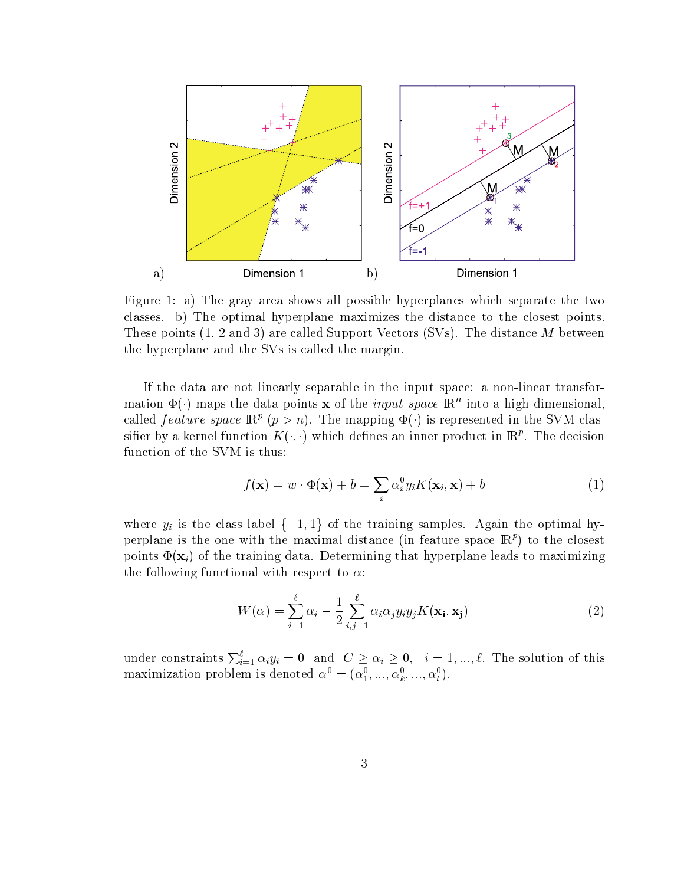Figure 1: a) The gray area shows all possible hyperplanes which separate the two classes. b) The optimal hyperplane maximizes the distance to the closest points. These points (1, 2 and 3) are called Support Vectors (SVs). The distance $M$ between the hyperplane and the SVs is called the margin.

If the data are not linearly separable in the input space: a non-linear transformation $\Phi(\cdot)$ maps the data points $\mathbf{x}$ of the *input space* $\mathbb{R}^n$ into a high dimensional, called *feature space* $\mathbb{R}^p$ ($p > n$). The mapping $\Phi(\cdot)$ is represented in the SVM classifier by a kernel function $K(\cdot, \cdot)$ which defines an inner product in $\mathbb{R}^p$. The decision function of the SVM is thus:

$$f(\mathbf{x}) = w \cdot \Phi(\mathbf{x}) + b = \sum_i \alpha_i^0 y_i K(\mathbf{x}_i, \mathbf{x}) + b \tag{1}$$

where $y_i$ is the class label $\{-1, 1\}$ of the training samples. Again the optimal hyperplane is the one with the maximal distance (in feature space $\mathbb{R}^p$) to the closest points $\Phi(\mathbf{x}_i)$ of the training data. Determining that hyperplane leads to maximizing the following functional with respect to $\alpha$:

$$W(\alpha) = \sum_{i=1}^{\ell} \alpha_i - \frac{1}{2} \sum_{i,j=1}^{\ell} \alpha_i \alpha_j y_i y_j K(\mathbf{x_i}, \mathbf{x_j}) \tag{2}$$

under constraints $\sum_{i=1}^{\ell} \alpha_i y_i = 0$ and $C \geq \alpha_i \geq 0, \quad i = 1, ..., \ell$. The solution of this maximization problem is denoted $\alpha^0 = (\alpha_1^0, ..., \alpha_k^0, ..., \alpha_l^0)$.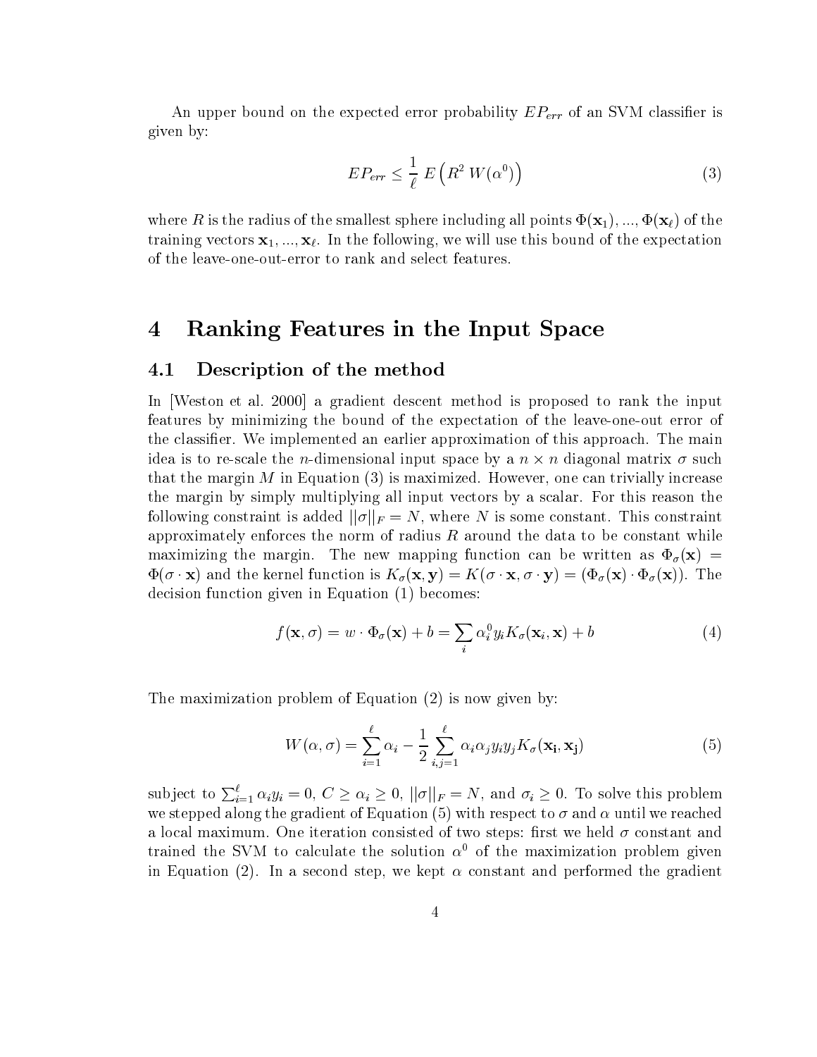An upper bound on the expected error probability $EP_{err}$ of an SVM classifier is given by:

$$EP_{err} \leq \frac{1}{\ell} \; E\left(R^2 \; W(\alpha^0)\right) \tag{3}$$

where $R$ is the radius of the smallest sphere including all points $\Phi(\mathbf{x}_1), ..., \Phi(\mathbf{x}_\ell)$ of the training vectors $\mathbf{x}_1, ..., \mathbf{x}_\ell$. In the following, we will use this bound of the expectation of the leave-one-out-error to rank and select features.

# 4 Ranking Features in the Input Space

## 4.1 Description of the method

In [Weston et al. 2000] a gradient descent method is proposed to rank the input features by minimizing the bound of the expectation of the leave-one-out error of the classifier. We implemented an earlier approximation of this approach. The main idea is to re-scale the $n$-dimensional input space by a $n \times n$ diagonal matrix $\sigma$ such that the margin $M$ in Equation (3) is maximized. However, one can trivially increase the margin by simply multiplying all input vectors by a scalar. For this reason the following constraint is added $||\sigma||_F = N$, where $N$ is some constant. This constraint approximately enforces the norm of radius $R$ around the data to be constant while maximizing the margin. The new mapping function can be written as $\Phi_\sigma(\mathbf{x}) = \Phi(\sigma \cdot \mathbf{x})$ and the kernel function is $K_\sigma(\mathbf{x}, \mathbf{y}) = K(\sigma \cdot \mathbf{x}, \sigma \cdot \mathbf{y}) = (\Phi_\sigma(\mathbf{x}) \cdot \Phi_\sigma(\mathbf{x}))$. The decision function given in Equation (1) becomes:

$$f(\mathbf{x}, \sigma) = w \cdot \Phi_\sigma(\mathbf{x}) + b = \sum_i \alpha_i^0 y_i K_\sigma(\mathbf{x}_i, \mathbf{x}) + b \tag{4}$$

The maximization problem of Equation (2) is now given by:

$$W(\alpha, \sigma) = \sum_{i=1}^{\ell} \alpha_i - \frac{1}{2} \sum_{i,j=1}^{\ell} \alpha_i \alpha_j y_i y_j K_\sigma(\mathbf{x_i}, \mathbf{x_j}) \tag{5}$$

subject to $\sum_{i=1}^{\ell} \alpha_i y_i = 0$, $C \geq \alpha_i \geq 0$, $||\sigma||_F = N$, and $\sigma_i \geq 0$. To solve this problem we stepped along the gradient of Equation (5) with respect to $\sigma$ and $\alpha$ until we reached a local maximum. One iteration consisted of two steps: first we held $\sigma$ constant and trained the SVM to calculate the solution $\alpha^0$ of the maximization problem given in Equation (2). In a second step, we kept $\alpha$ constant and performed the gradient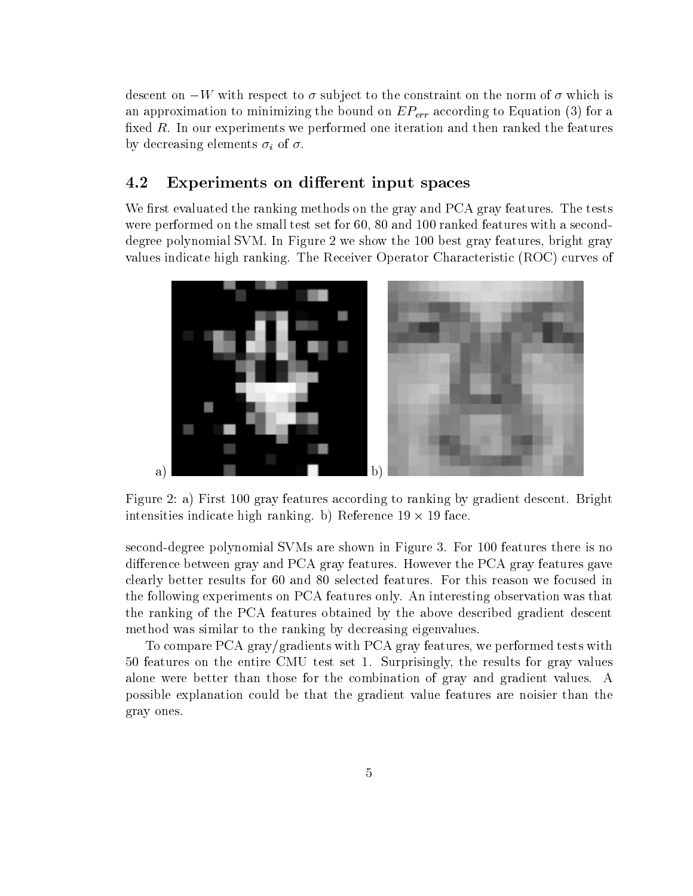descent on $-W$ with respect to $\sigma$ subject to the constraint on the norm of $\sigma$ which is an approximation to minimizing the bound on $EP_{err}$ according to Equation (3) for a fixed $R$. In our experiments we performed one iteration and then ranked the features by decreasing elements $\sigma_i$ of $\sigma$.

### 4.2 Experiments on different input spaces

We first evaluated the ranking methods on the gray and PCA gray features. The tests were performed on the small test set for 60, 80 and 100 ranked features with a second-degree polynomial SVM. In Figure 2 we show the 100 best gray features, bright gray values indicate high ranking. The Receiver Operator Characteristic (ROC) curves of

a) b)

Figure 2: a) First 100 gray features according to ranking by gradient descent. Bright intensities indicate high ranking. b) Reference $19 \times 19$ face.

second-degree polynomial SVMs are shown in Figure 3. For 100 features there is no difference between gray and PCA gray features. However the PCA gray features gave clearly better results for 60 and 80 selected features. For this reason we focused in the following experiments on PCA features only. An interesting observation was that the ranking of the PCA features obtained by the above described gradient descent method was similar to the ranking by decreasing eigenvalues.

To compare PCA gray/gradients with PCA gray features, we performed tests with 50 features on the entire CMU test set 1. Surprisingly, the results for gray values alone were better than those for the combination of gray and gradient values. A possible explanation could be that the gradient value features are noisier than the gray ones.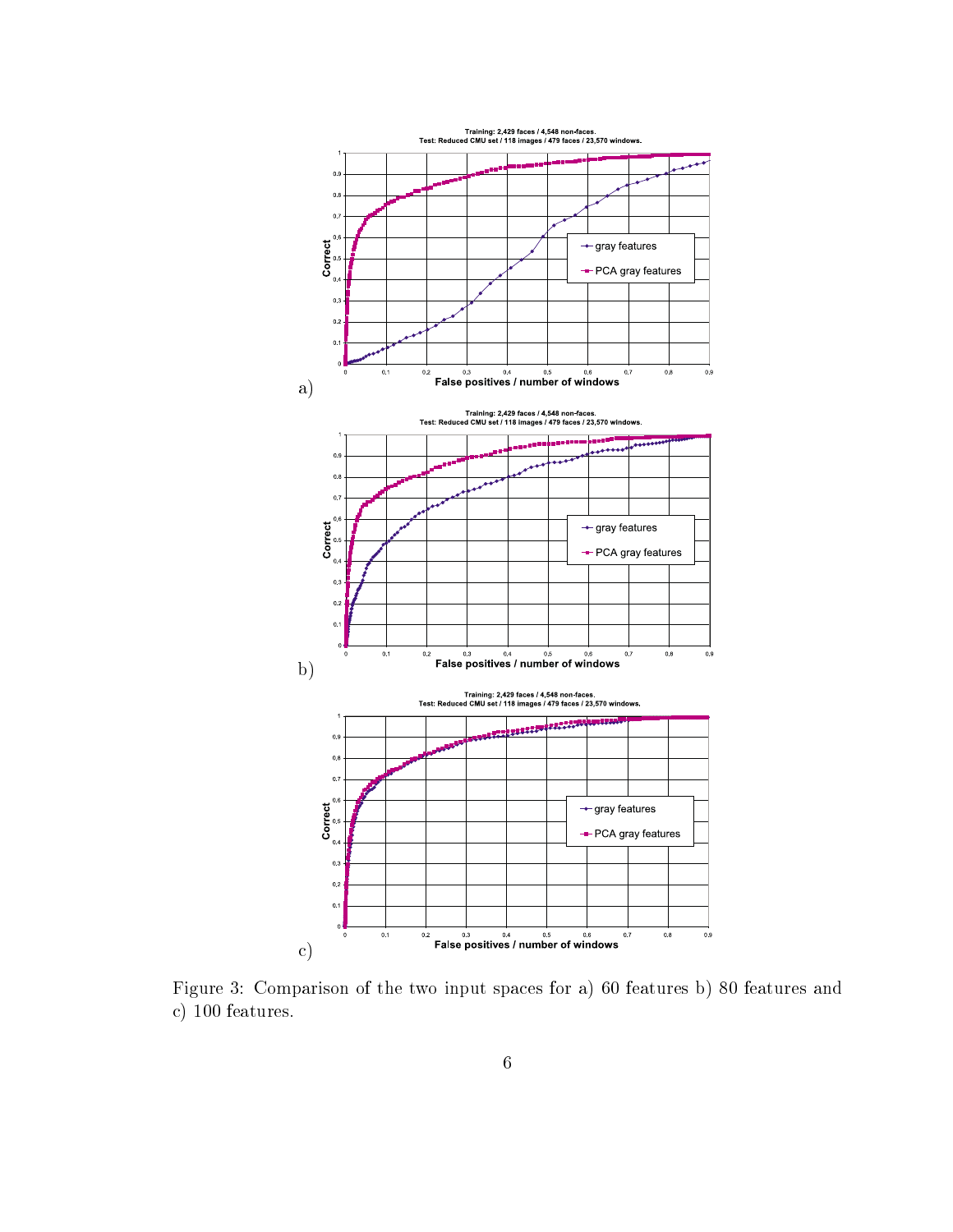Figure 3: Comparison of the two input spaces for a) 60 features b) 80 features and c) 100 features.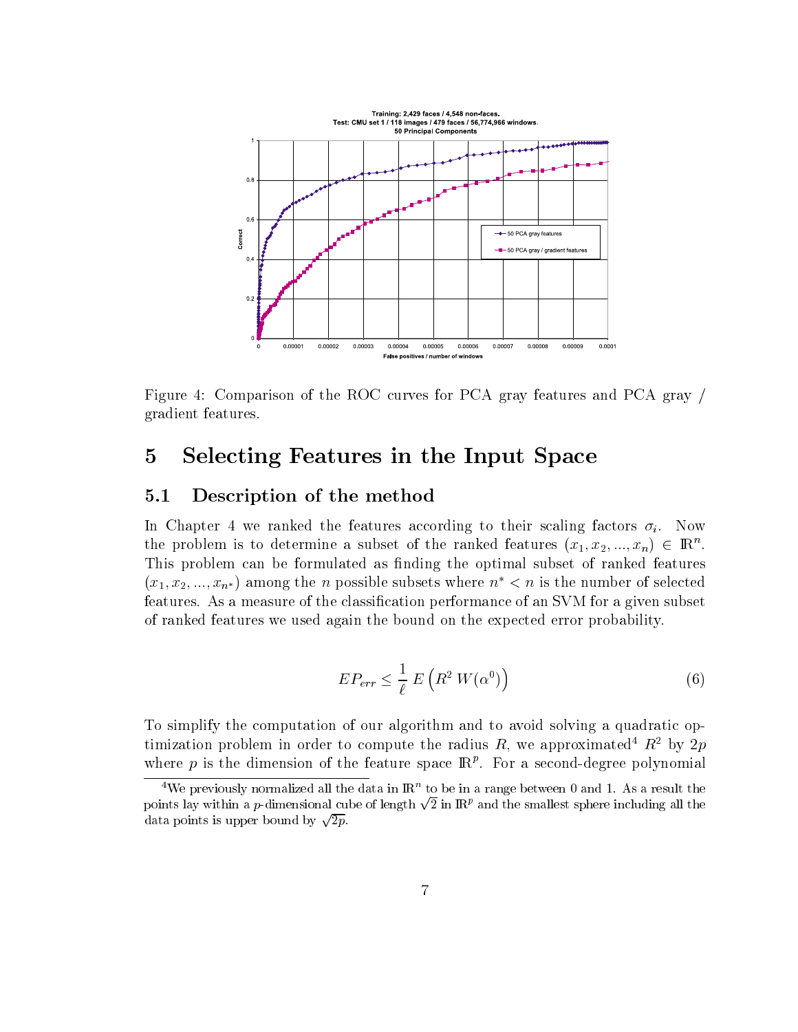Figure 4: Comparison of the ROC curves for PCA gray features and PCA gray / gradient features.

## 5 Selecting Features in the Input Space

### 5.1 Description of the method

In Chapter 4 we ranked the features according to their scaling factors $\sigma_i$. Now the problem is to determine a subset of the ranked features $(x_1, x_2, ..., x_n) \in \mathbb{R}^n$. This problem can be formulated as finding the optimal subset of ranked features $(x_1, x_2, ..., x_{n^*})$ among the $n$ possible subsets where $n^* < n$ is the number of selected features. As a measure of the classification performance of an SVM for a given subset of ranked features we used again the bound on the expected error probability.

$$EP_{err} \leq \frac{1}{\ell} \, E\left(R^2 \, W(\alpha^0)\right) \tag{6}$$

To simplify the computation of our algorithm and to avoid solving a quadratic optimization problem in order to compute the radius $R$, we approximated[4] $R^2$ by $2p$ where $p$ is the dimension of the feature space $\mathbb{R}^p$. For a second-degree polynomial

[4] We previously normalized all the data in $\mathbb{R}^n$ to be in a range between 0 and 1. As a result the points lay within a $p$-dimensional cube of length $\sqrt{2}$ in $\mathbb{R}^p$ and the smallest sphere including all the data points is upper bound by $\sqrt{2p}$.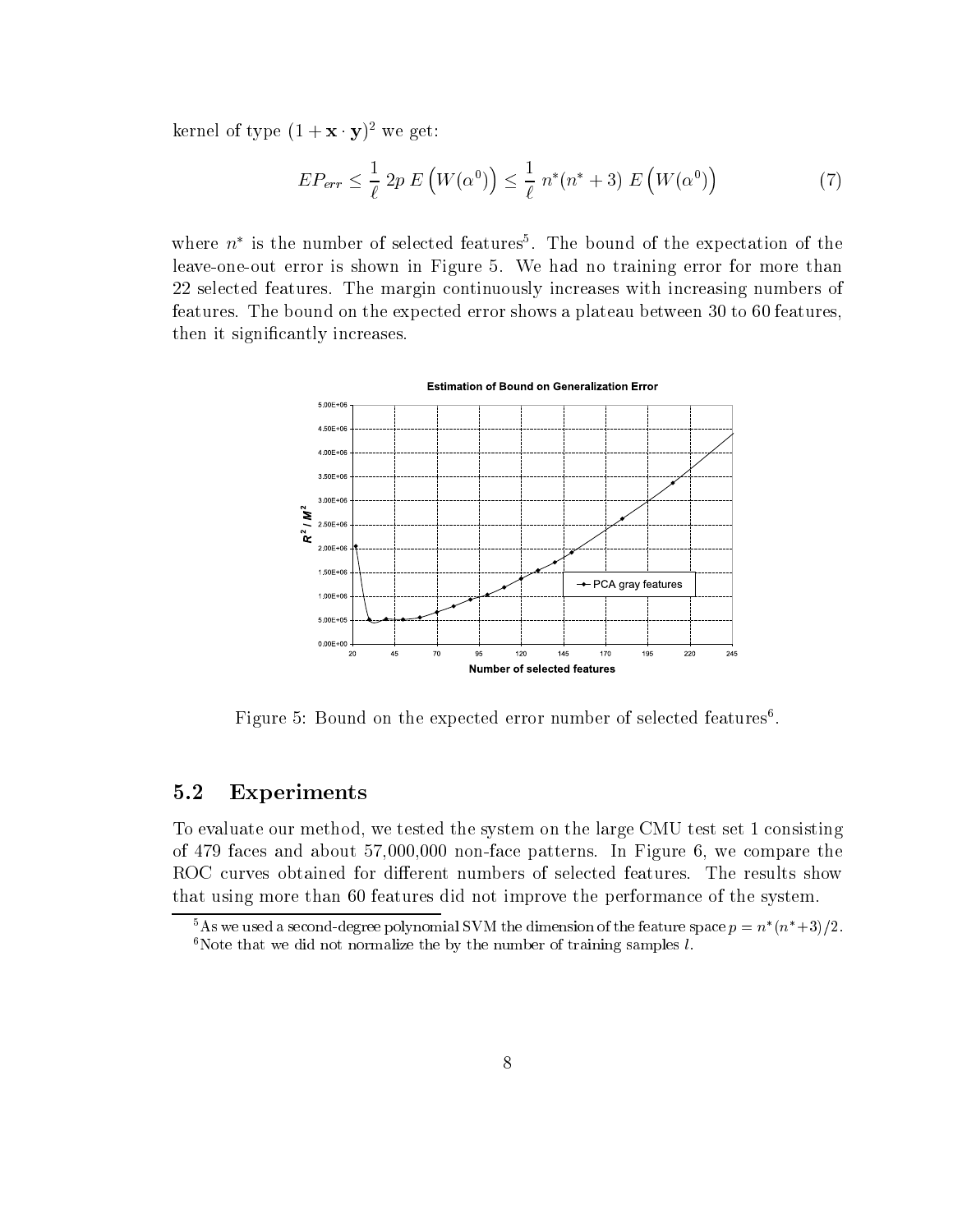kernel of type $(1 + \mathbf{x} \cdot \mathbf{y})^2$ we get:

$$EP_{err} \leq \frac{1}{\ell} \, 2p \, E\left(W(\alpha^0)\right) \leq \frac{1}{\ell} \, n^*(n^* + 3) \, E\left(W(\alpha^0)\right) \tag{7}$$

where $n^*$ is the number of selected features[5]. The bound of the expectation of the leave-one-out error is shown in Figure 5. We had no training error for more than 22 selected features. The margin continuously increases with increasing numbers of features. The bound on the expected error shows a plateau between 30 to 60 features, then it significantly increases.

Figure 5: Bound on the expected error number of selected features[6].

## 5.2 Experiments

To evaluate our method, we tested the system on the large CMU test set 1 consisting of 479 faces and about 57,000,000 non-face patterns. In Figure 6, we compare the ROC curves obtained for different numbers of selected features. The results show that using more than 60 features did not improve the performance of the system.

[5] As we used a second-degree polynomial SVM the dimension of the feature space $p = n^*(n^*+3)/2$.

[6] Note that we did not normalize the by the number of training samples $l$.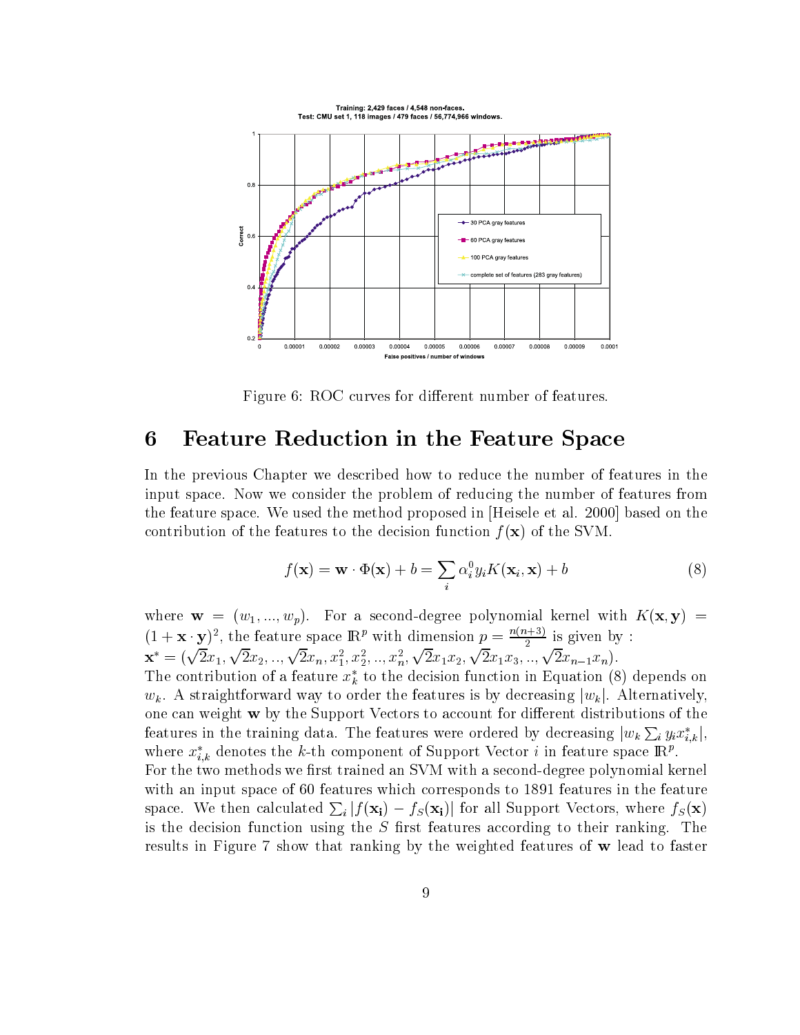Figure 6: ROC curves for different number of features.

## 6 Feature Reduction in the Feature Space

In the previous Chapter we described how to reduce the number of features in the input space. Now we consider the problem of reducing the number of features from the feature space. We used the method proposed in [Heisele et al. 2000] based on the contribution of the features to the decision function $f(\mathbf{x})$ of the SVM.

$$f(\mathbf{x}) = \mathbf{w} \cdot \Phi(\mathbf{x}) + b = \sum_i \alpha_i^0 y_i K(\mathbf{x}_i, \mathbf{x}) + b \tag{8}$$

where $\mathbf{w} = (w_1, ..., w_p)$. For a second-degree polynomial kernel with $K(\mathbf{x}, \mathbf{y}) = (1 + \mathbf{x} \cdot \mathbf{y})^2$, the feature space $\mathbb{R}^p$ with dimension $p = \frac{n(n+3)}{2}$ is given by : $\mathbf{x}^* = (\sqrt{2}x_1, \sqrt{2}x_2, .., \sqrt{2}x_n, x_1^2, x_2^2, .., x_n^2, \sqrt{2}x_1x_2, \sqrt{2}x_1x_3, .., \sqrt{2}x_{n-1}x_n)$.
The contribution of a feature $x_k^*$ to the decision function in Equation (8) depends on $w_k$. A straightforward way to order the features is by decreasing $|w_k|$. Alternatively, one can weight $\mathbf{w}$ by the Support Vectors to account for different distributions of the features in the training data. The features were ordered by decreasing $|w_k \sum_i y_i x_{i,k}^*|$, where $x_{i,k}^*$ denotes the $k$-th component of Support Vector $i$ in feature space $\mathbb{R}^p$.
For the two methods we first trained an SVM with a second-degree polynomial kernel with an input space of 60 features which corresponds to 1891 features in the feature space. We then calculated $\sum_i |f(\mathbf{x_i}) - f_S(\mathbf{x_i})|$ for all Support Vectors, where $f_S(\mathbf{x})$ is the decision function using the $S$ first features according to their ranking. The results in Figure 7 show that ranking by the weighted features of $\mathbf{w}$ lead to faster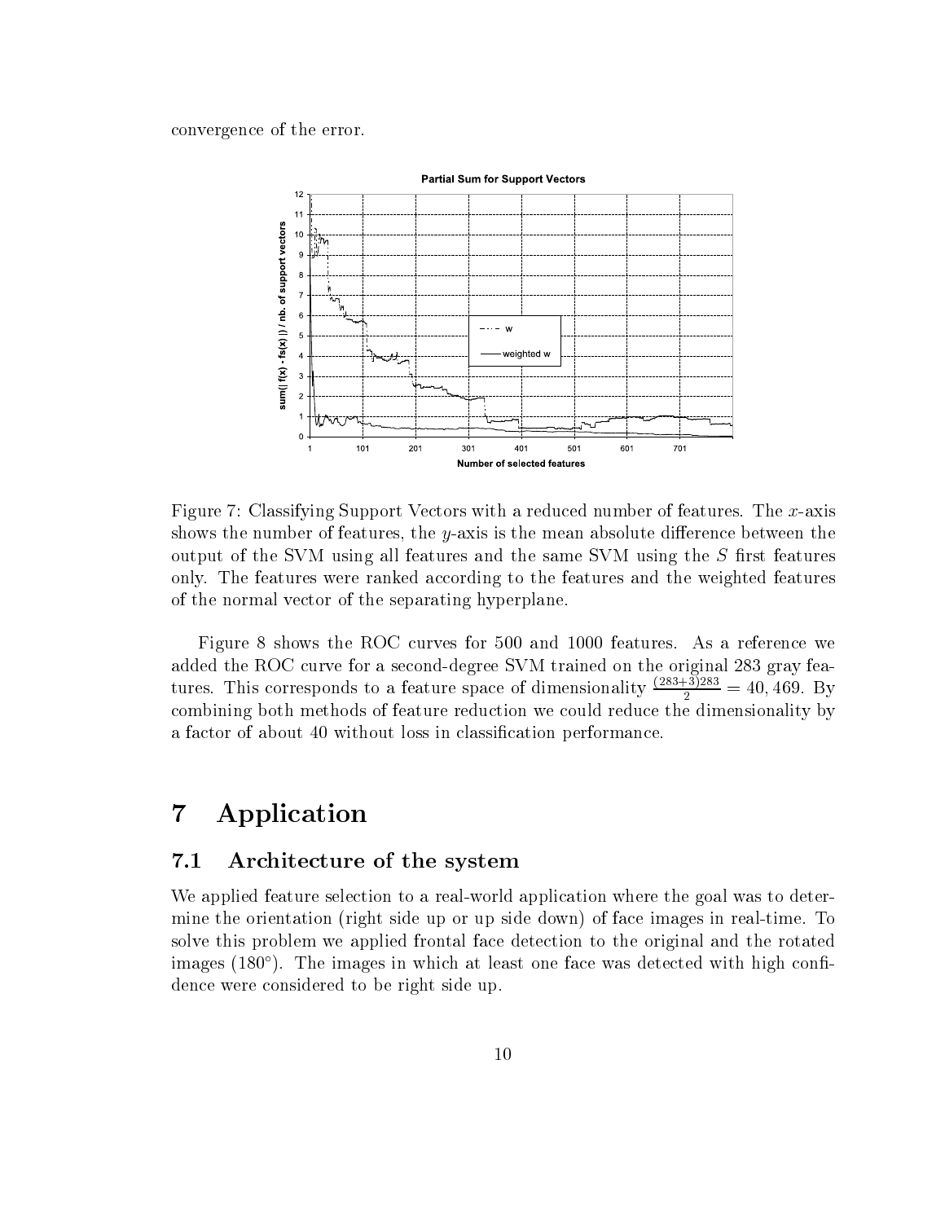convergence of the error.

Figure 7: Classifying Support Vectors with a reduced number of features. The $x$-axis shows the number of features, the $y$-axis is the mean absolute difference between the output of the SVM using all features and the same SVM using the $S$ first features only. The features were ranked according to the features and the weighted features of the normal vector of the separating hyperplane.

Figure 8 shows the ROC curves for 500 and 1000 features. As a reference we added the ROC curve for a second-degree SVM trained on the original 283 gray features. This corresponds to a feature space of dimensionality $\frac{(283+3)283}{2} = 40,469$. By combining both methods of feature reduction we could reduce the dimensionality by a factor of about 40 without loss in classification performance.

# 7 Application

## 7.1 Architecture of the system

We applied feature selection to a real-world application where the goal was to determine the orientation (right side up or up side down) of face images in real-time. To solve this problem we applied frontal face detection to the original and the rotated images (180°). The images in which at least one face was detected with high confidence were considered to be right side up.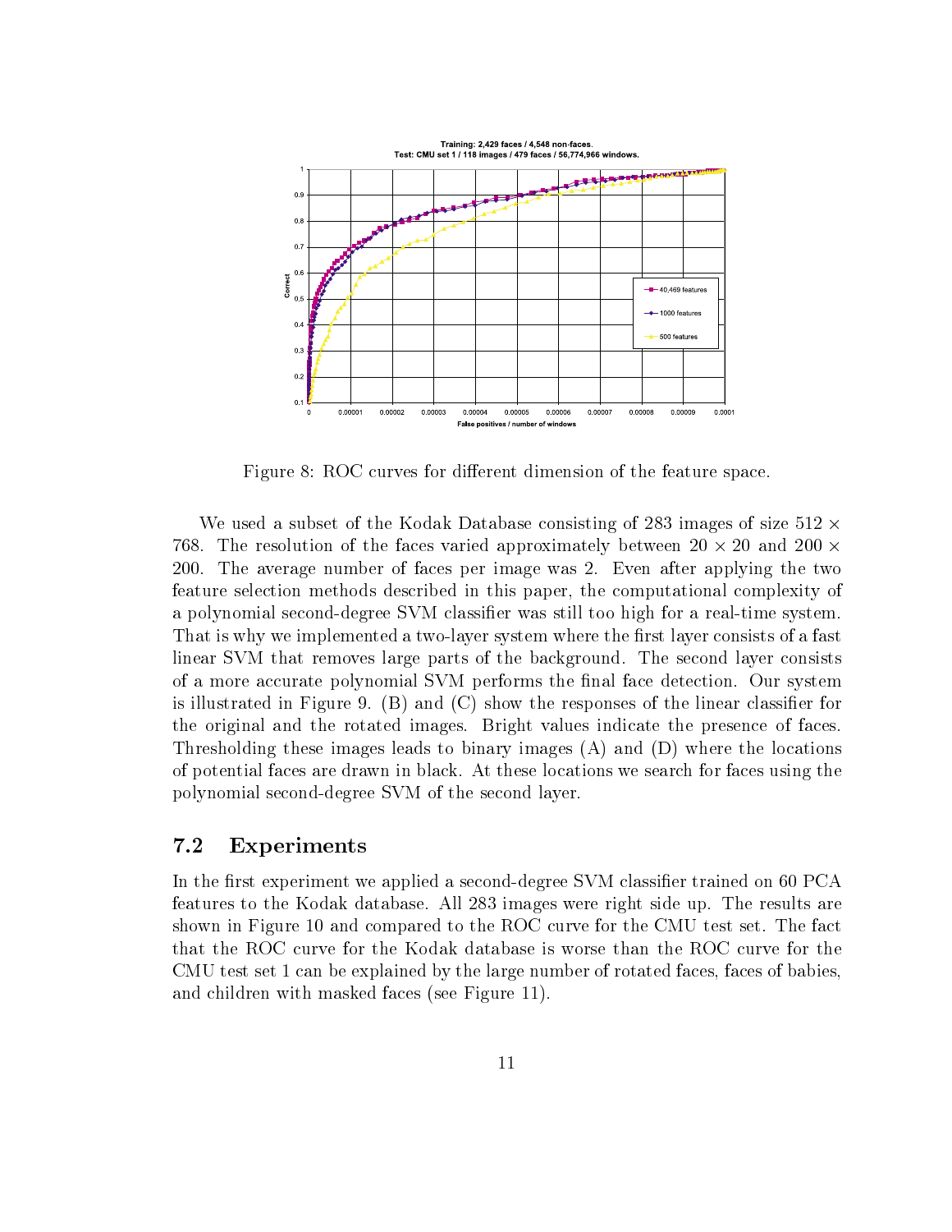Figure 8: ROC curves for different dimension of the feature space.

We used a subset of the Kodak Database consisting of 283 images of size $512 \times 768$. The resolution of the faces varied approximately between $20 \times 20$ and $200 \times 200$. The average number of faces per image was 2. Even after applying the two feature selection methods described in this paper, the computational complexity of a polynomial second-degree SVM classifier was still too high for a real-time system. That is why we implemented a two-layer system where the first layer consists of a fast linear SVM that removes large parts of the background. The second layer consists of a more accurate polynomial SVM performs the final face detection. Our system is illustrated in Figure 9. (B) and (C) show the responses of the linear classifier for the original and the rotated images. Bright values indicate the presence of faces. Thresholding these images leads to binary images (A) and (D) where the locations of potential faces are drawn in black. At these locations we search for faces using the polynomial second-degree SVM of the second layer.

## 7.2 Experiments

In the first experiment we applied a second-degree SVM classifier trained on 60 PCA features to the Kodak database. All 283 images were right side up. The results are shown in Figure 10 and compared to the ROC curve for the CMU test set. The fact that the ROC curve for the Kodak database is worse than the ROC curve for the CMU test set 1 can be explained by the large number of rotated faces, faces of babies, and children with masked faces (see Figure 11).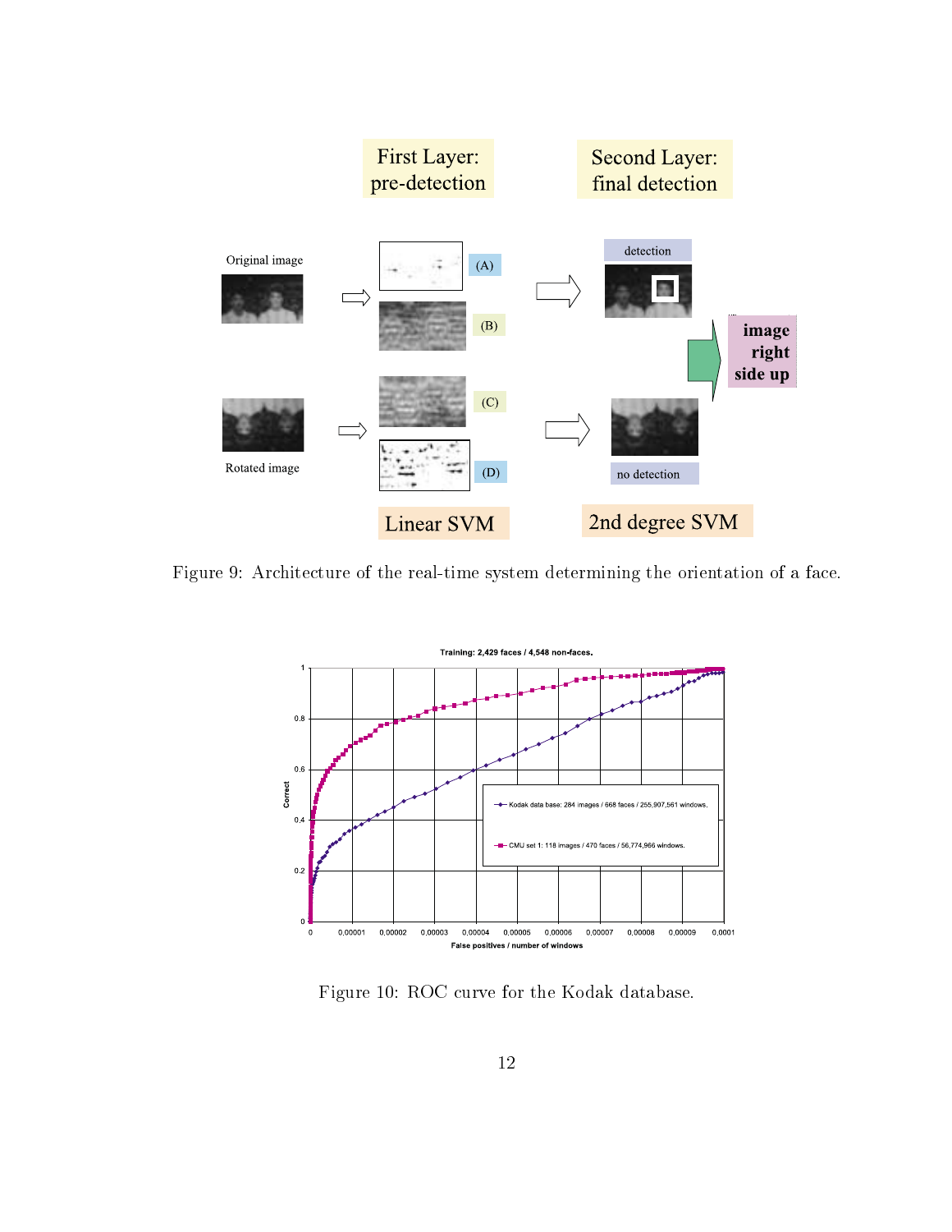Figure 9: Architecture of the real-time system determining the orientation of a face.

Figure 10: ROC curve for the Kodak database.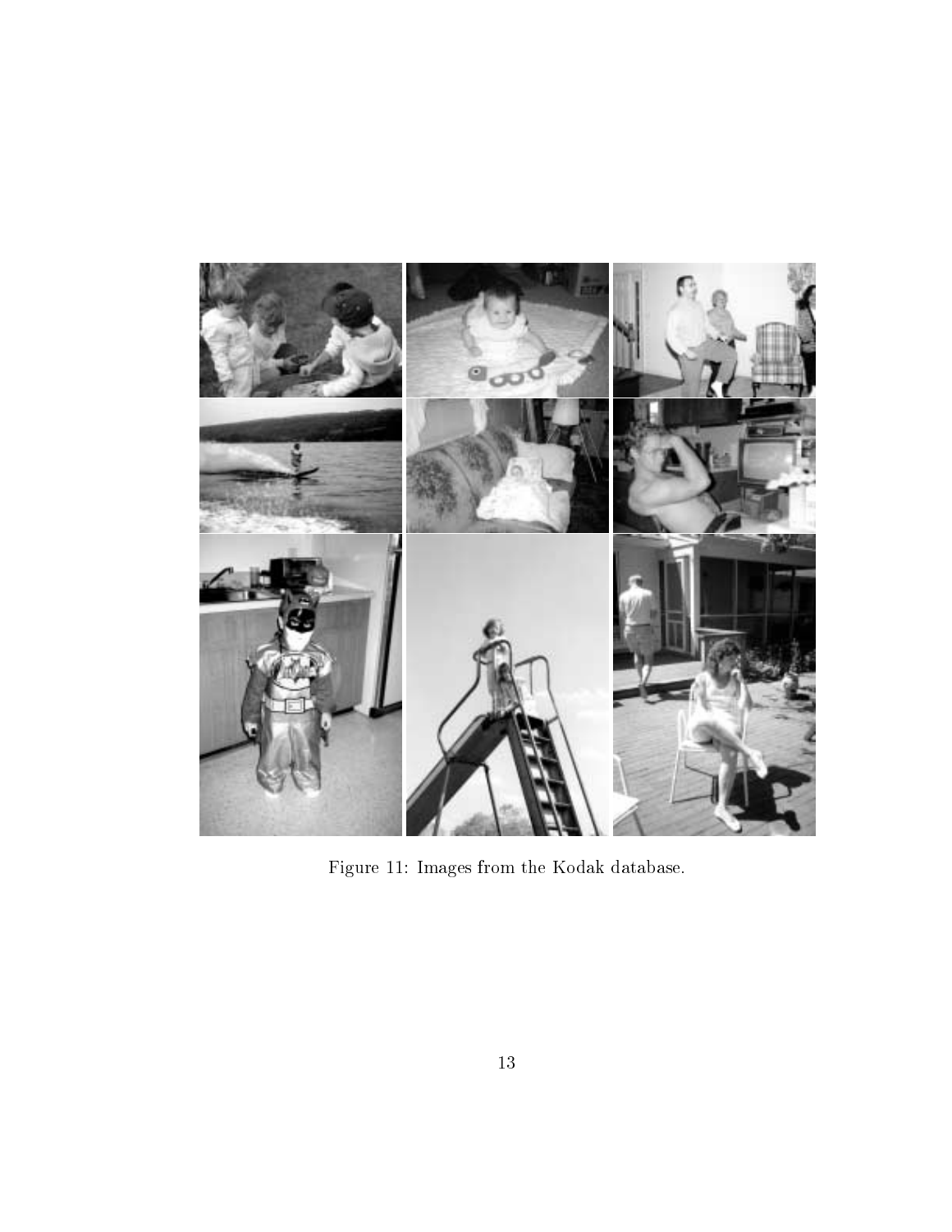Figure 11: Images from the Kodak database.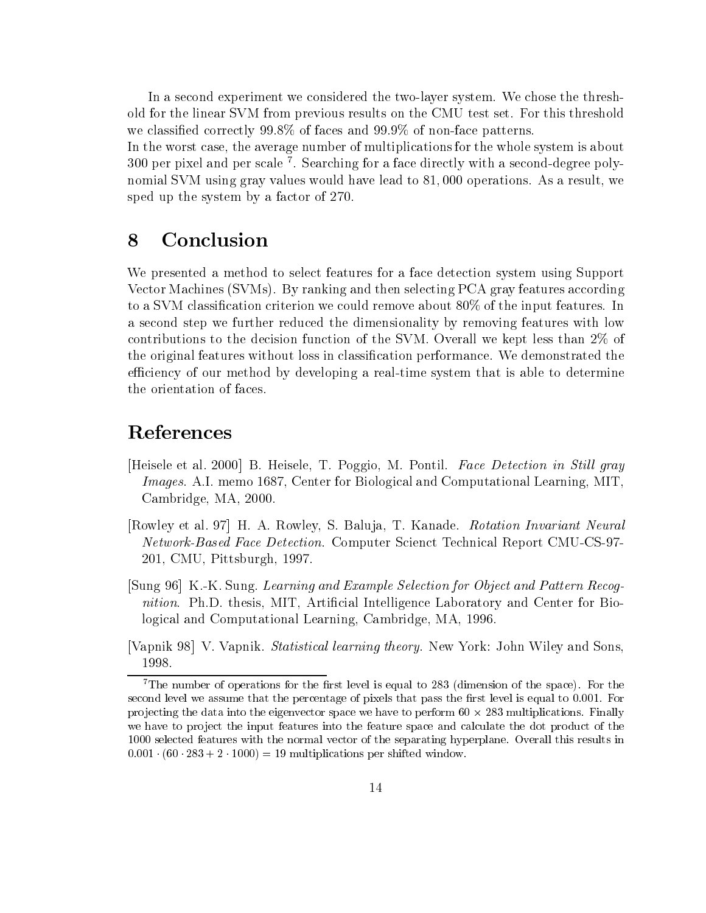In a second experiment we considered the two-layer system. We chose the threshold for the linear SVM from previous results on the CMU test set. For this threshold we classified correctly 99.8% of faces and 99.9% of non-face patterns.
In the worst case, the average number of multiplications for the whole system is about 300 per pixel and per scale [7]. Searching for a face directly with a second-degree polynomial SVM using gray values would have lead to 81,000 operations. As a result, we sped up the system by a factor of 270.

# 8 Conclusion

We presented a method to select features for a face detection system using Support Vector Machines (SVMs). By ranking and then selecting PCA gray features according to a SVM classification criterion we could remove about 80% of the input features. In a second step we further reduced the dimensionality by removing features with low contributions to the decision function of the SVM. Overall we kept less than 2% of the original features without loss in classification performance. We demonstrated the efficiency of our method by developing a real-time system that is able to determine the orientation of faces.

# References

[Heisele et al. 2000] B. Heisele, T. Poggio, M. Pontil. *Face Detection in Still gray Images*. A.I. memo 1687, Center for Biological and Computational Learning, MIT, Cambridge, MA, 2000.

[Rowley et al. 97] H. A. Rowley, S. Baluja, T. Kanade. *Rotation Invariant Neural Network-Based Face Detection*. Computer Scienct Technical Report CMU-CS-97-201, CMU, Pittsburgh, 1997.

[Sung 96] K.-K. Sung. *Learning and Example Selection for Object and Pattern Recognition*. Ph.D. thesis, MIT, Artificial Intelligence Laboratory and Center for Biological and Computational Learning, Cambridge, MA, 1996.

[Vapnik 98] V. Vapnik. *Statistical learning theory*. New York: John Wiley and Sons, 1998.

[7] The number of operations for the first level is equal to 283 (dimension of the space). For the second level we assume that the percentage of pixels that pass the first level is equal to 0.001. For projecting the data into the eigenvector space we have to perform $60 \times 283$ multiplications. Finally we have to project the input features into the feature space and calculate the dot product of the 1000 selected features with the normal vector of the separating hyperplane. Overall this results in $0.001 \cdot (60 \cdot 283 + 2 \cdot 1000) = 19$ multiplications per shifted window.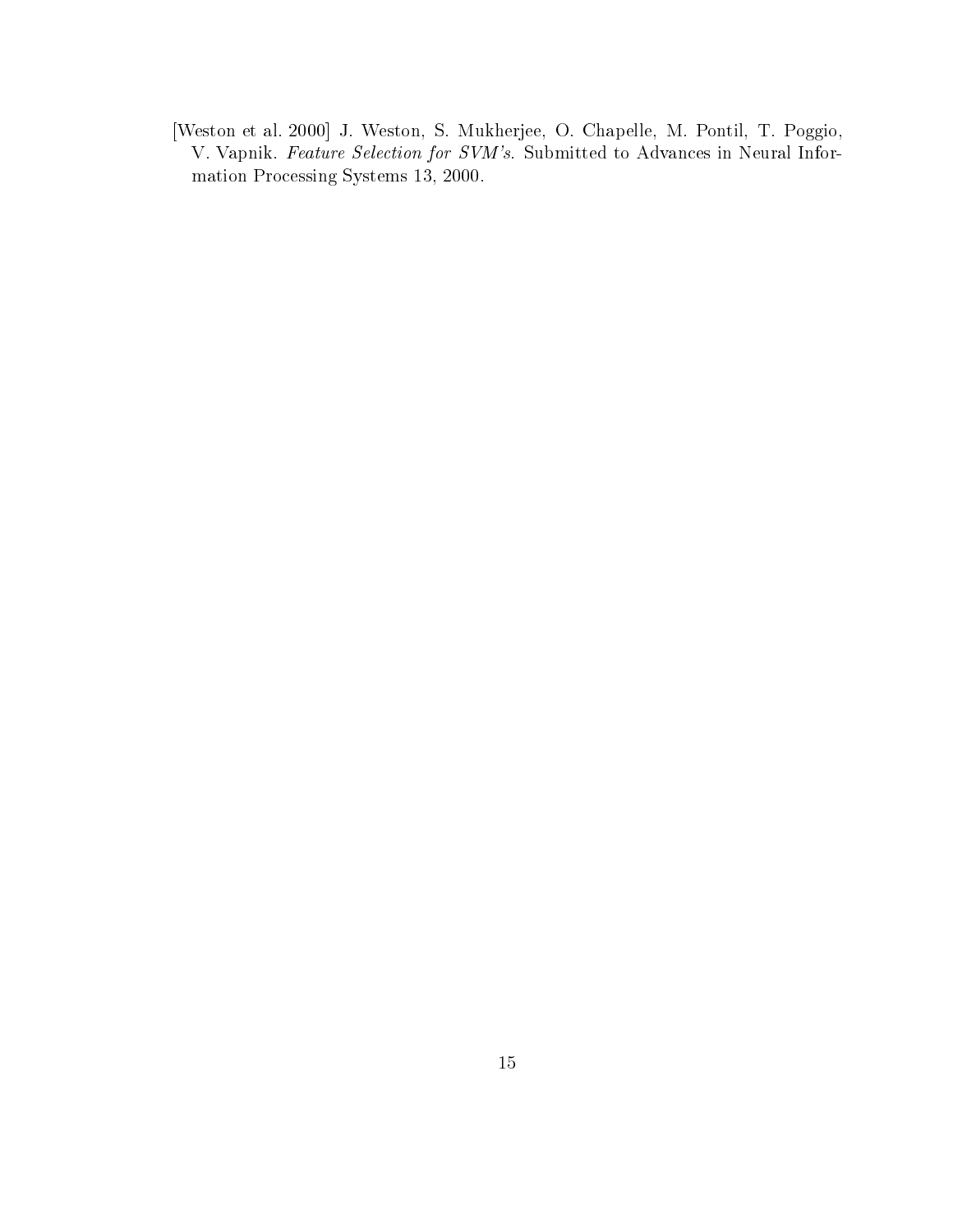[Weston et al. 2000] J. Weston, S. Mukherjee, O. Chapelle, M. Pontil, T. Poggio, V. Vapnik. *Feature Selection for SVM's*. Submitted to Advances in Neural Information Processing Systems 13, 2000.